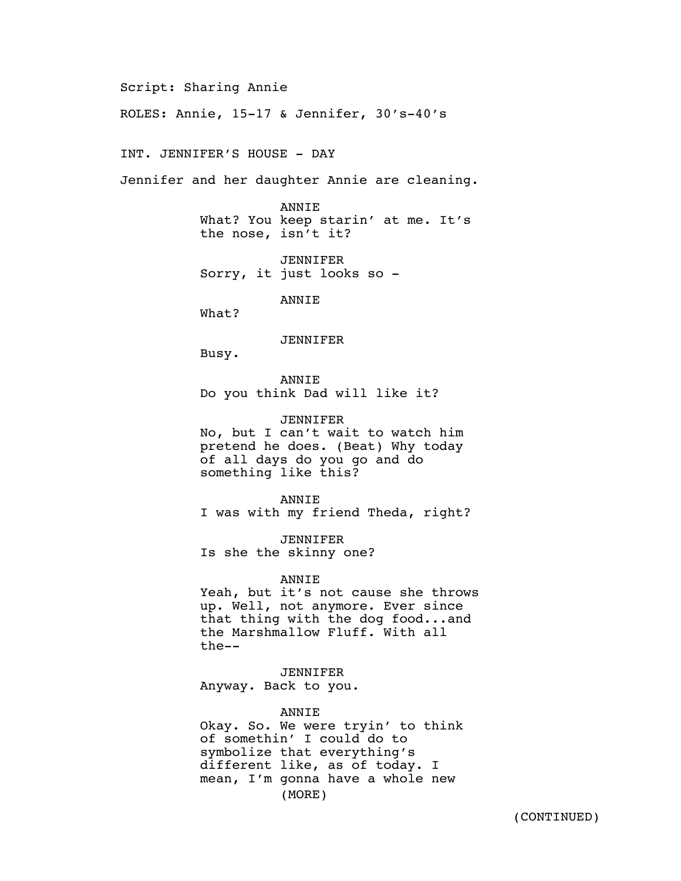Script: Sharing Annie

ROLES: Annie, 15-17 & Jennifer, 30's-40's

INT. JENNIFER'S HOUSE - DAY

Jennifer and her daughter Annie are cleaning.

ANNIE
What? You keep starin' at me. It's the nose, isn't it?

JENNIFER
Sorry, it just looks so -

ANNIE
What?

JENNIFER
Busy.

ANNIE
Do you think Dad will like it?

JENNIFER
No, but I can't wait to watch him pretend he does. (Beat) Why today of all days do you go and do something like this?

ANNIE
I was with my friend Theda, right?

JENNIFER
Is she the skinny one?

ANNIE
Yeah, but it's not cause she throws up. Well, not anymore. Ever since that thing with the dog food...and the Marshmallow Fluff. With all the--

JENNIFER
Anyway. Back to you.

ANNIE
Okay. So. We were tryin' to think of somethin' I could do to symbolize that everything's different like, as of today. I mean, I'm gonna have a whole new
(MORE)

(CONTINUED)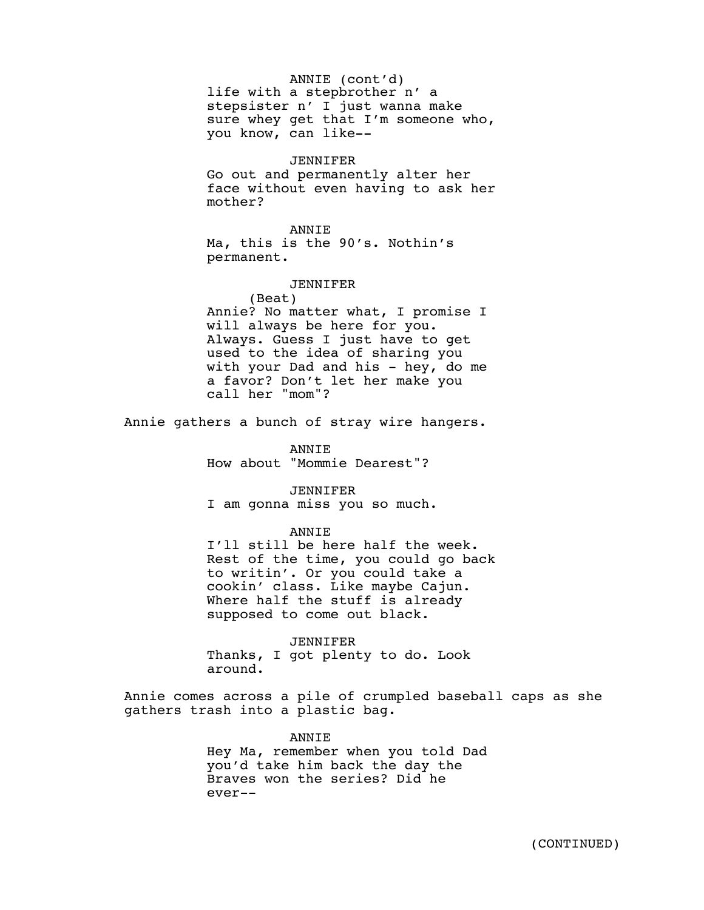ANNIE (cont'd)
life with a stepbrother n' a stepsister n' I just wanna make sure whey get that I'm someone who, you know, can like--

JENNIFER
Go out and permanently alter her face without even having to ask her mother?

ANNIE
Ma, this is the 90's. Nothin's permanent.

JENNIFER
(Beat)
Annie? No matter what, I promise I will always be here for you. Always. Guess I just have to get used to the idea of sharing you with your Dad and his - hey, do me a favor? Don't let her make you call her "mom"?

Annie gathers a bunch of stray wire hangers.

ANNIE
How about "Mommie Dearest"?

JENNIFER
I am gonna miss you so much.

ANNIE
I'll still be here half the week. Rest of the time, you could go back to writin'. Or you could take a cookin' class. Like maybe Cajun. Where half the stuff is already supposed to come out black.

JENNIFER
Thanks, I got plenty to do. Look around.

Annie comes across a pile of crumpled baseball caps as she gathers trash into a plastic bag.

ANNIE
Hey Ma, remember when you told Dad you'd take him back the day the Braves won the series? Did he ever--

(CONTINUED)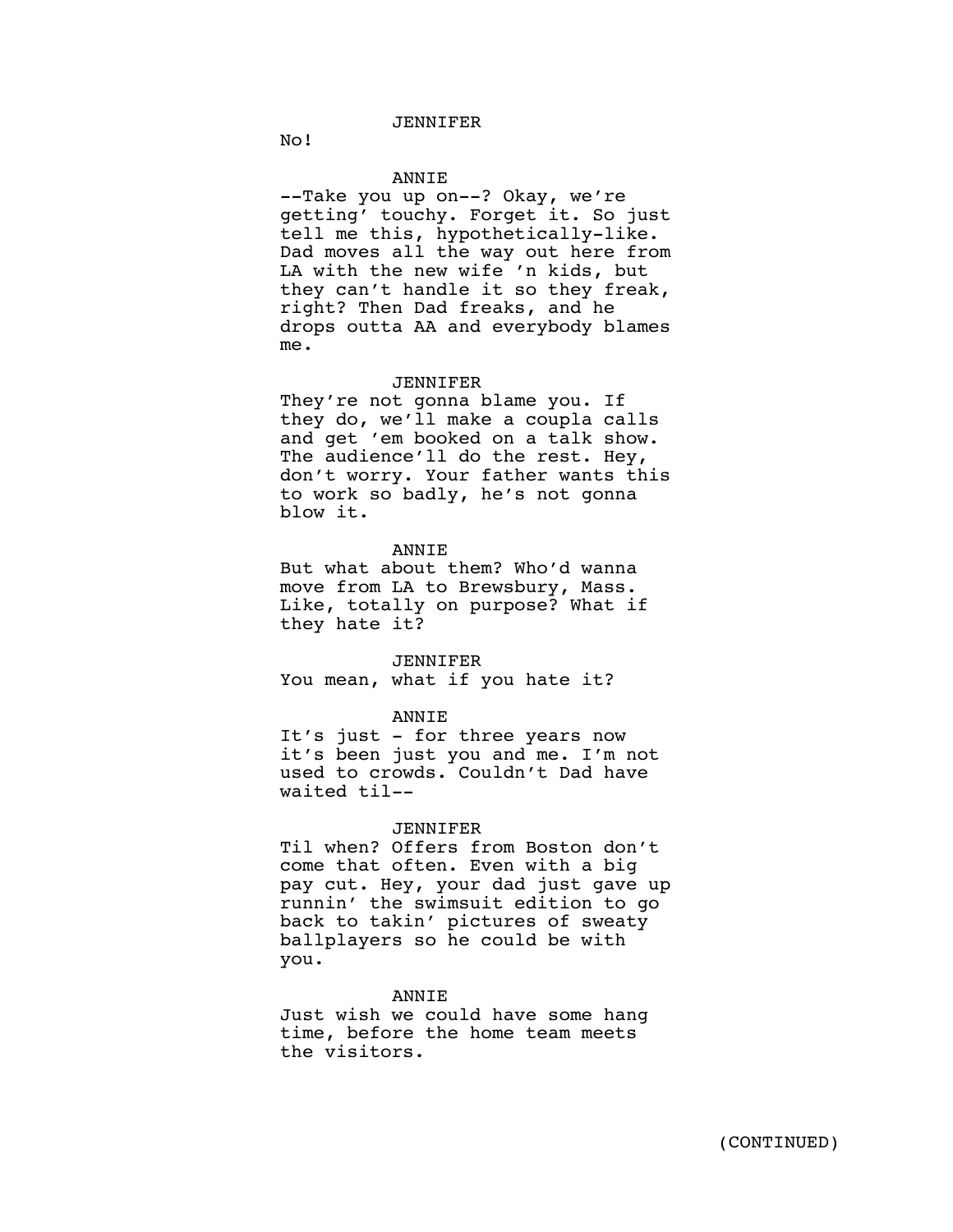JENNIFER

No!

ANNIE

--Take you up on--? Okay, we're getting' touchy. Forget it. So just tell me this, hypothetically-like. Dad moves all the way out here from LA with the new wife 'n kids, but they can't handle it so they freak, right? Then Dad freaks, and he drops outta AA and everybody blames me.

JENNIFER

They're not gonna blame you. If they do, we'll make a coupla calls and get 'em booked on a talk show. The audience'll do the rest. Hey, don't worry. Your father wants this to work so badly, he's not gonna blow it.

ANNIE

But what about them? Who'd wanna move from LA to Brewsbury, Mass. Like, totally on purpose? What if they hate it?

JENNIFER

You mean, what if you hate it?

ANNIE

It's just - for three years now it's been just you and me. I'm not used to crowds. Couldn't Dad have waited til--

JENNIFER

Til when? Offers from Boston don't come that often. Even with a big pay cut. Hey, your dad just gave up runnin' the swimsuit edition to go back to takin' pictures of sweaty ballplayers so he could be with you.

ANNIE

Just wish we could have some hang time, before the home team meets the visitors.

(CONTINUED)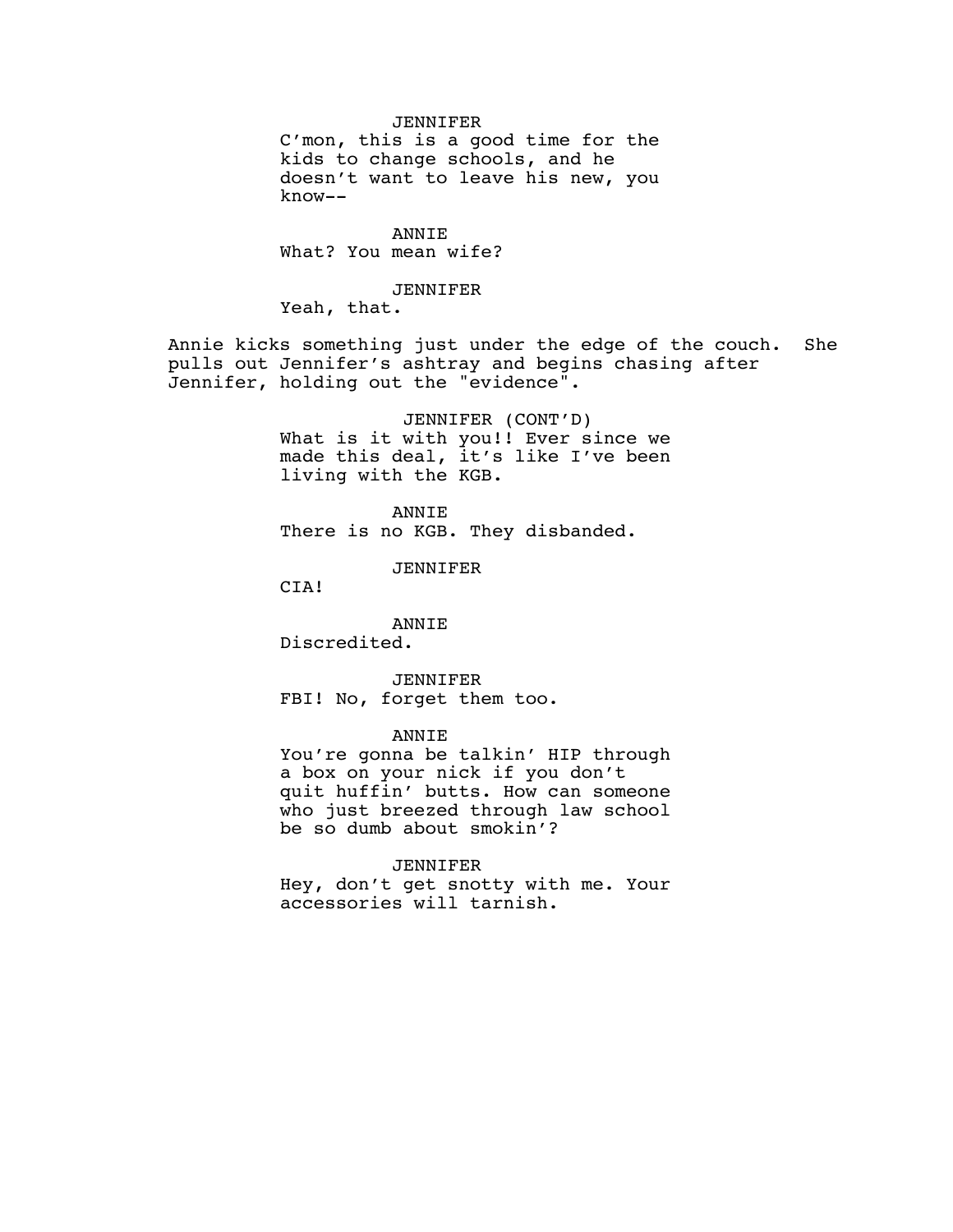JENNIFER
C'mon, this is a good time for the kids to change schools, and he doesn't want to leave his new, you know--

ANNIE
What? You mean wife?

JENNIFER
Yeah, that.

Annie kicks something just under the edge of the couch. She pulls out Jennifer's ashtray and begins chasing after Jennifer, holding out the "evidence".

JENNIFER (CONT'D)
What is it with you!! Ever since we made this deal, it's like I've been living with the KGB.

ANNIE
There is no KGB. They disbanded.

JENNIFER
CIA!

ANNIE
Discredited.

JENNIFER
FBI! No, forget them too.

ANNIE
You're gonna be talkin' HIP through a box on your nick if you don't quit huffin' butts. How can someone who just breezed through law school be so dumb about smokin'?

JENNIFER
Hey, don't get snotty with me. Your accessories will tarnish.